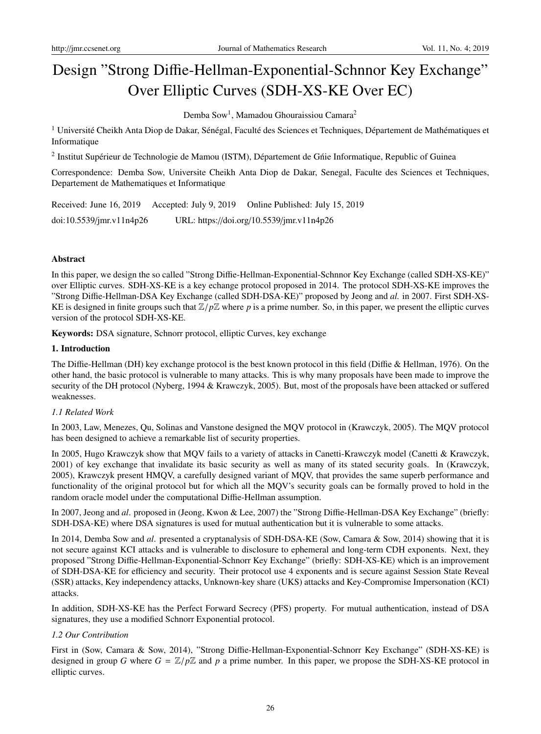# Design "Strong Diffie-Hellman-Exponential-Schnnor Key Exchange" Over Elliptic Curves (SDH-XS-KE Over EC)

Demba Sow[1], Mamadou Ghouraissiou Camara[2]

[1] Université Cheikh Anta Diop de Dakar, Sénégal, Faculté des Sciences et Techniques, Département de Mathématiques et Informatique

[2] Institut Supérieur de Technologie de Mamou (ISTM), Département de Gńie Informatique, Republic of Guinea

Correspondence: Demba Sow, Universite Cheikh Anta Diop de Dakar, Senegal, Faculte des Sciences et Techniques, Departement de Mathematiques et Informatique

Received: June 16, 2019 Accepted: July 9, 2019 Online Published: July 15, 2019

doi:10.5539/jmr.v11n4p26 URL: https://doi.org/10.5539/jmr.v11n4p26

## Abstract

In this paper, we design the so called "Strong Diffie-Hellman-Exponential-Schnnor Key Exchange (called SDH-XS-KE)" over Elliptic curves. SDH-XS-KE is a key echange protocol proposed in 2014. The protocol SDH-XS-KE improves the "Strong Diffie-Hellman-DSA Key Exchange (called SDH-DSA-KE)" proposed by Jeong and *al.* in 2007. First SDH-XS-KE is designed in finite groups such that $\mathbb{Z}/p\mathbb{Z}$ where $p$ is a prime number. So, in this paper, we present the elliptic curves version of the protocol SDH-XS-KE.

**Keywords:** DSA signature, Schnorr protocol, elliptic Curves, key exchange

## 1. Introduction

The Diffie-Hellman (DH) key exchange protocol is the best known protocol in this field (Diffie & Hellman, 1976). On the other hand, the basic protocol is vulnerable to many attacks. This is why many proposals have been made to improve the security of the DH protocol (Nyberg, 1994 & Krawczyk, 2005). But, most of the proposals have been attacked or suffered weaknesses.

### *1.1 Related Work*

In 2003, Law, Menezes, Qu, Solinas and Vanstone designed the MQV protocol in (Krawczyk, 2005). The MQV protocol has been designed to achieve a remarkable list of security properties.

In 2005, Hugo Krawczyk show that MQV fails to a variety of attacks in Canetti-Krawczyk model (Canetti & Krawczyk, 2001) of key exchange that invalidate its basic security as well as many of its stated security goals. In (Krawczyk, 2005), Krawczyk present HMQV, a carefully designed variant of MQV, that provides the same superb performance and functionality of the original protocol but for which all the MQV's security goals can be formally proved to hold in the random oracle model under the computational Diffie-Hellman assumption.

In 2007, Jeong and *al*. proposed in (Jeong, Kwon & Lee, 2007) the "Strong Diffie-Hellman-DSA Key Exchange" (briefly: SDH-DSA-KE) where DSA signatures is used for mutual authentication but it is vulnerable to some attacks.

In 2014, Demba Sow and *al*. presented a cryptanalysis of SDH-DSA-KE (Sow, Camara & Sow, 2014) showing that it is not secure against KCI attacks and is vulnerable to disclosure to ephemeral and long-term CDH exponents. Next, they proposed "Strong Diffie-Hellman-Exponential-Schnorr Key Exchange" (briefly: SDH-XS-KE) which is an improvement of SDH-DSA-KE for efficiency and security. Their protocol use 4 exponents and is secure against Session State Reveal (SSR) attacks, Key independency attacks, Unknown-key share (UKS) attacks and Key-Compromise Impersonation (KCI) attacks.

In addition, SDH-XS-KE has the Perfect Forward Secrecy (PFS) property. For mutual authentication, instead of DSA signatures, they use a modified Schnorr Exponential protocol.

### *1.2 Our Contribution*

First in (Sow, Camara & Sow, 2014), "Strong Diffie-Hellman-Exponential-Schnorr Key Exchange" (SDH-XS-KE) is designed in group $G$ where $G = \mathbb{Z}/p\mathbb{Z}$ and $p$ a prime number. In this paper, we propose the SDH-XS-KE protocol in elliptic curves.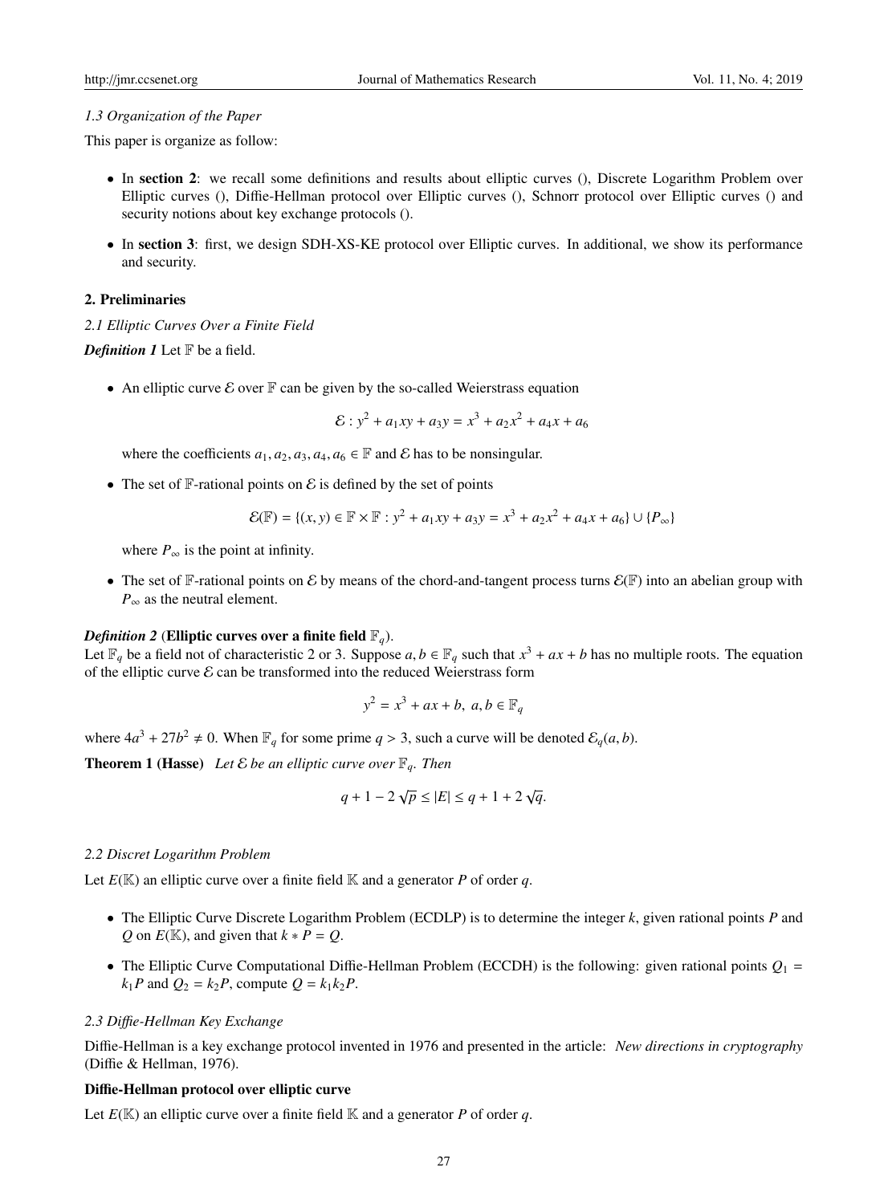### 1.3 Organization of the Paper

This paper is organize as follow:

- In **section 2**: we recall some definitions and results about elliptic curves (), Discrete Logarithm Problem over Elliptic curves (), Diffie-Hellman protocol over Elliptic curves (), Schnorr protocol over Elliptic curves () and security notions about key exchange protocols ().
- In **section 3**: first, we design SDH-XS-KE protocol over Elliptic curves. In additional, we show its performance and security.

## 2. Preliminaries

### 2.1 Elliptic Curves Over a Finite Field

***Definition 1*** Let $\mathbb{F}$ be a field.

- An elliptic curve $\mathcal{E}$ over $\mathbb{F}$ can be given by the so-called Weierstrass equation

$$\mathcal{E} : y^2 + a_1xy + a_3y = x^3 + a_2x^2 + a_4x + a_6$$

  where the coefficients $a_1, a_2, a_3, a_4, a_6 \in \mathbb{F}$ and $\mathcal{E}$ has to be nonsingular.

- The set of $\mathbb{F}$-rational points on $\mathcal{E}$ is defined by the set of points

$$\mathcal{E}(\mathbb{F}) = \{(x, y) \in \mathbb{F} \times \mathbb{F} : y^2 + a_1xy + a_3y = x^3 + a_2x^2 + a_4x + a_6\} \cup \{P_\infty\}$$

  where $P_\infty$ is the point at infinity.

- The set of $\mathbb{F}$-rational points on $\mathcal{E}$ by means of the chord-and-tangent process turns $\mathcal{E}(\mathbb{F})$ into an abelian group with $P_\infty$ as the neutral element.

***Definition 2*** **(Elliptic curves over a finite field $\mathbb{F}_q$).**
Let $\mathbb{F}_q$ be a field not of characteristic 2 or 3. Suppose $a, b \in \mathbb{F}_q$ such that $x^3 + ax + b$ has no multiple roots. The equation of the elliptic curve $\mathcal{E}$ can be transformed into the reduced Weierstrass form

$$y^2 = x^3 + ax + b, \ a, b \in \mathbb{F}_q$$

where $4a^3 + 27b^2 \neq 0$. When $\mathbb{F}_q$ for some prime $q > 3$, such a curve will be denoted $\mathcal{E}_q(a, b)$.

**Theorem 1 (Hasse)** *Let $\mathcal{E}$ be an elliptic curve over $\mathbb{F}_q$. Then*

$$q + 1 - 2\sqrt{p} \leq |E| \leq q + 1 + 2\sqrt{q}.$$

### 2.2 Discret Logarithm Problem

Let $E(\mathbb{K})$ an elliptic curve over a finite field $\mathbb{K}$ and a generator $P$ of order $q$.

- The Elliptic Curve Discrete Logarithm Problem (ECDLP) is to determine the integer $k$, given rational points $P$ and $Q$ on $E(\mathbb{K})$, and given that $k * P = Q$.
- The Elliptic Curve Computational Diffie-Hellman Problem (ECCDH) is the following: given rational points $Q_1 = k_1P$ and $Q_2 = k_2P$, compute $Q = k_1k_2P$.

### 2.3 Diffie-Hellman Key Exchange

Diffie-Hellman is a key exchange protocol invented in 1976 and presented in the article: *New directions in cryptography* (Diffie & Hellman, 1976).

**Diffie-Hellman protocol over elliptic curve**

Let $E(\mathbb{K})$ an elliptic curve over a finite field $\mathbb{K}$ and a generator $P$ of order $q$.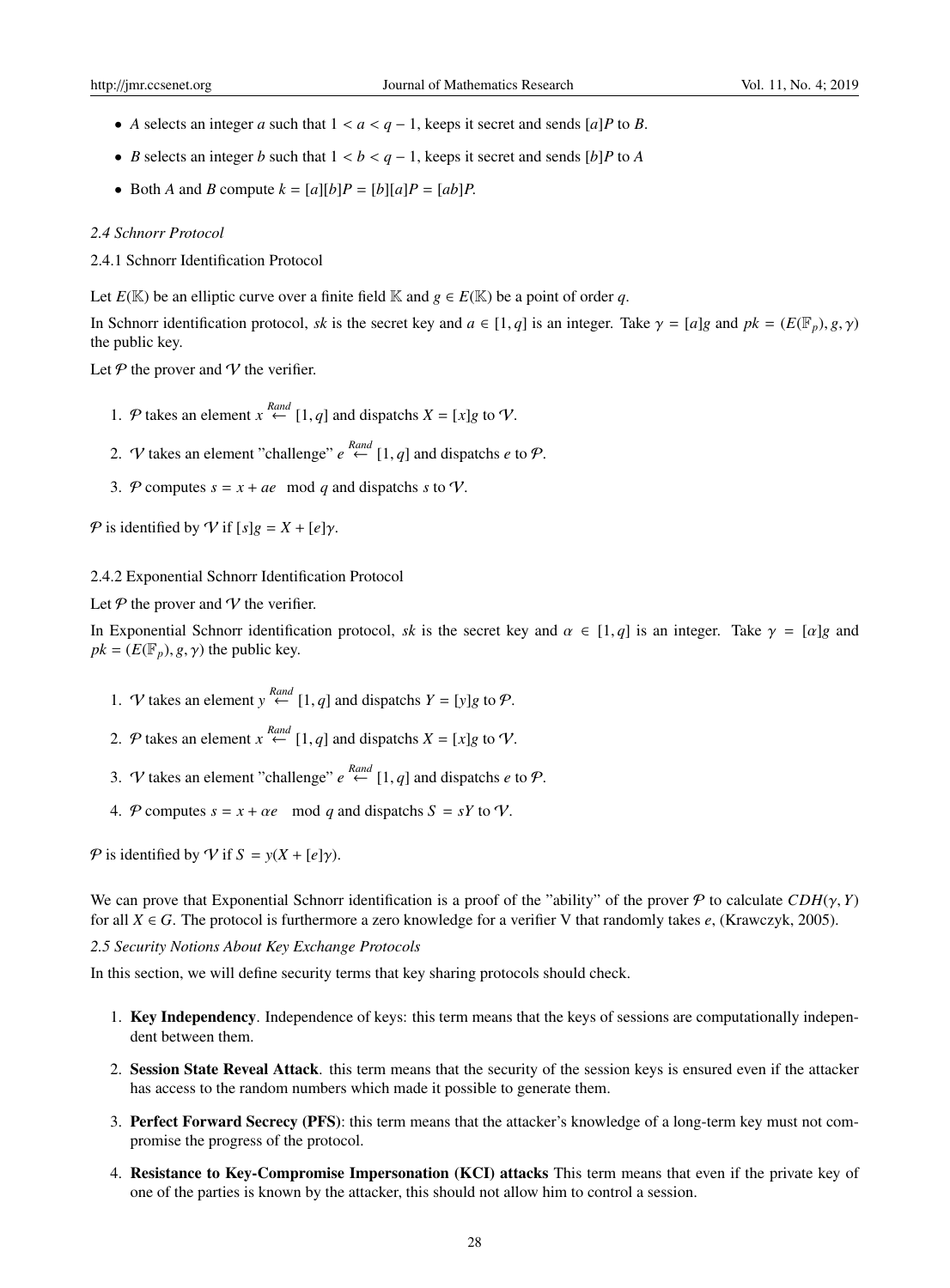- $A$ selects an integer $a$ such that $1 < a < q - 1$, keeps it secret and sends $[a]P$ to $B$.
- $B$ selects an integer $b$ such that $1 < b < q - 1$, keeps it secret and sends $[b]P$ to $A$
- Both $A$ and $B$ compute $k = [a][b]P = [b][a]P = [ab]P$.

### *2.4 Schnorr Protocol*

#### 2.4.1 Schnorr Identification Protocol

Let $E(\mathbb{K})$ be an elliptic curve over a finite field $\mathbb{K}$ and $g \in E(\mathbb{K})$ be a point of order $q$.

In Schnorr identification protocol, *sk* is the secret key and $a \in [1, q]$ is an integer. Take $\gamma = [a]g$ and $pk = (E(\mathbb{F}_p), g, \gamma)$ the public key.

Let $\mathcal{P}$ the prover and $\mathcal{V}$ the verifier.

1. $\mathcal{P}$ takes an element $x \overset{Rand}{\leftarrow} [1, q]$ and dispatchs $X = [x]g$ to $\mathcal{V}$.
2. $\mathcal{V}$ takes an element "challenge" $e \overset{Rand}{\leftarrow} [1, q]$ and dispatchs $e$ to $\mathcal{P}$.
3. $\mathcal{P}$ computes $s = x + ae \mod q$ and dispatchs $s$ to $\mathcal{V}$.

$\mathcal{P}$ is identified by $\mathcal{V}$ if $[s]g = X + [e]\gamma$.

#### 2.4.2 Exponential Schnorr Identification Protocol

Let $\mathcal{P}$ the prover and $\mathcal{V}$ the verifier.

In Exponential Schnorr identification protocol, *sk* is the secret key and $\alpha \in [1, q]$ is an integer. Take $\gamma = [\alpha]g$ and $pk = (E(\mathbb{F}_p), g, \gamma)$ the public key.

1. $\mathcal{V}$ takes an element $y \overset{Rand}{\leftarrow} [1, q]$ and dispatchs $Y = [y]g$ to $\mathcal{P}$.
2. $\mathcal{P}$ takes an element $x \overset{Rand}{\leftarrow} [1, q]$ and dispatchs $X = [x]g$ to $\mathcal{V}$.
3. $\mathcal{V}$ takes an element "challenge" $e \overset{Rand}{\leftarrow} [1, q]$ and dispatchs $e$ to $\mathcal{P}$.
4. $\mathcal{P}$ computes $s = x + \alpha e \mod q$ and dispatchs $S = sY$ to $\mathcal{V}$.

$\mathcal{P}$ is identified by $\mathcal{V}$ if $S = y(X + [e]\gamma)$.

We can prove that Exponential Schnorr identification is a proof of the "ability" of the prover $\mathcal{P}$ to calculate $CDH(\gamma, Y)$ for all $X \in G$. The protocol is furthermore a zero knowledge for a verifier V that randomly takes $e$, (Krawczyk, 2005).

### *2.5 Security Notions About Key Exchange Protocols*

In this section, we will define security terms that key sharing protocols should check.

1. **Key Independency**. Independence of keys: this term means that the keys of sessions are computationally independent between them.
2. **Session State Reveal Attack**. this term means that the security of the session keys is ensured even if the attacker has access to the random numbers which made it possible to generate them.
3. **Perfect Forward Secrecy (PFS)**: this term means that the attacker's knowledge of a long-term key must not compromise the progress of the protocol.
4. **Resistance to Key-Compromise Impersonation (KCI) attacks** This term means that even if the private key of one of the parties is known by the attacker, this should not allow him to control a session.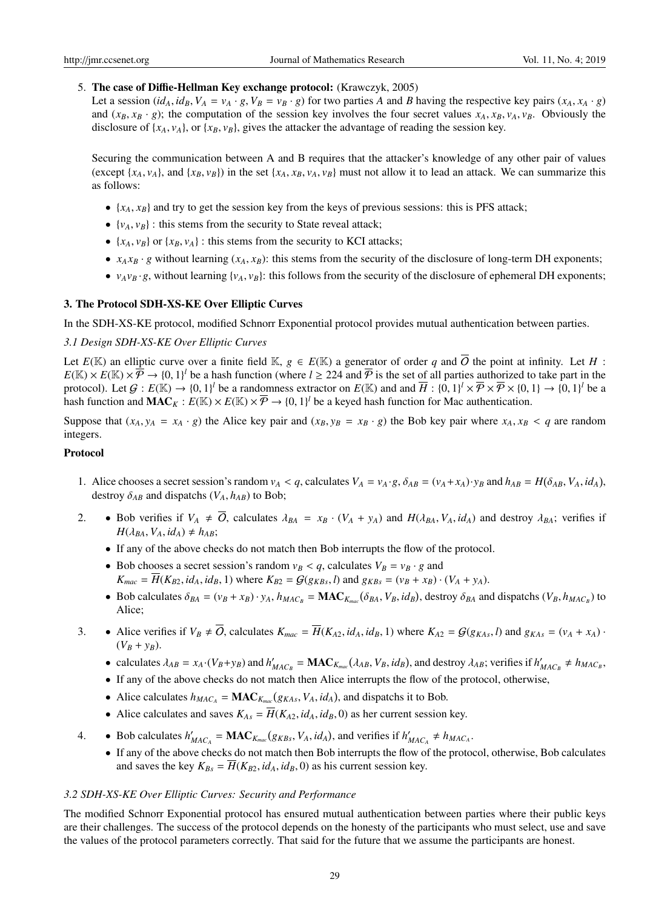5. **The case of Diffie-Hellman Key exchange protocol:** (Krawczyk, 2005)
   Let a session $(id_A, id_B, V_A = v_A \cdot g, V_B = v_B \cdot g)$ for two parties $A$ and $B$ having the respective key pairs $(x_A, x_A \cdot g)$ and $(x_B, x_B \cdot g)$; the computation of the session key involves the four secret values $x_A, x_B, v_A, v_B$. Obviously the disclosure of $\{x_A, v_A\}$, or $\{x_B, v_B\}$, gives the attacker the advantage of reading the session key.

   Securing the communication between A and B requires that the attacker's knowledge of any other pair of values (except $\{x_A, v_A\}$, and $\{x_B, v_B\}$) in the set $\{x_A, x_B, v_A, v_B\}$ must not allow it to lead an attack. We can summarize this as follows:

   - $\{x_A, x_B\}$ and try to get the session key from the keys of previous sessions: this is PFS attack;
   - $\{v_A, v_B\}$ : this stems from the security to State reveal attack;
   - $\{x_A, v_B\}$ or $\{x_B, v_A\}$ : this stems from the security to KCI attacks;
   - $x_A x_B \cdot g$ without learning $(x_A, x_B)$: this stems from the security of the disclosure of long-term DH exponents;
   - $v_A v_B \cdot g$, without learning $\{v_A, v_B\}$: this follows from the security of the disclosure of ephemeral DH exponents;

### 3. The Protocol SDH-XS-KE Over Elliptic Curves

In the SDH-XS-KE protocol, modified Schnorr Exponential protocol provides mutual authentication between parties.

#### *3.1 Design SDH-XS-KE Over Elliptic Curves*

Let $E(\mathbb{K})$ an elliptic curve over a finite field $\mathbb{K}$, $g \in E(\mathbb{K})$ a generator of order $q$ and $\overline{O}$ the point at infinity. Let $H : E(\mathbb{K}) \times E(\mathbb{K}) \times \overline{\mathcal{P}} \to \{0, 1\}^l$ be a hash function (where $l \geq 224$ and $\overline{\mathcal{P}}$ is the set of all parties authorized to take part in the protocol). Let $\mathcal{G} : E(\mathbb{K}) \to \{0, 1\}^l$ be a randomness extractor on $E(\mathbb{K})$ and and $\overline{H} : \{0, 1\}^l \times \overline{\mathcal{P}} \times \overline{\mathcal{P}} \times \{0, 1\} \to \{0, 1\}^l$ be a hash function and $\mathbf{MAC}_K : E(\mathbb{K}) \times E(\mathbb{K}) \times \overline{\mathcal{P}} \to \{0, 1\}^l$ be a keyed hash function for Mac authentication.

Suppose that $(x_A, y_A = x_A \cdot g)$ the Alice key pair and $(x_B, y_B = x_B \cdot g)$ the Bob key pair where $x_A, x_B < q$ are random integers.

**Protocol**

1. Alice chooses a secret session's random $v_A < q$, calculates $V_A = v_A \cdot g$, $\delta_{AB} = (v_A + x_A) \cdot y_B$ and $h_{AB} = H(\delta_{AB}, V_A, id_A)$, destroy $\delta_{AB}$ and dispatchs $(V_A, h_{AB})$ to Bob;

2. 
   - Bob verifies if $V_A \neq \overline{O}$, calculates $\lambda_{BA} = x_B \cdot (V_A + y_A)$ and $H(\lambda_{BA}, V_A, id_A)$ and destroy $\lambda_{BA}$; verifies if $H(\lambda_{BA}, V_A, id_A) \neq h_{AB}$;
   - If any of the above checks do not match then Bob interrupts the flow of the protocol.
   - Bob chooses a secret session's random $v_B < q$, calculates $V_B = v_B \cdot g$ and $K_{mac} = \overline{H}(K_{B2}, id_A, id_B, 1)$ where $K_{B2} = \mathcal{G}(g_{KBs}, l)$ and $g_{KBs} = (v_B + x_B) \cdot (V_A + y_A)$.
   - Bob calculates $\delta_{BA} = (v_B + x_B) \cdot y_A$, $h_{MAC_B} = \mathbf{MAC}_{K_{mac}}(\delta_{BA}, V_B, id_B)$, destroy $\delta_{BA}$ and dispatchs $(V_B, h_{MAC_B})$ to Alice;

3. 
   - Alice verifies if $V_B \neq \overline{O}$, calculates $K_{mac} = \overline{H}(K_{A2}, id_A, id_B, 1)$ where $K_{A2} = \mathcal{G}(g_{KAs}, l)$ and $g_{KAs} = (v_A + x_A) \cdot (V_B + y_B)$.
   - calculates $\lambda_{AB} = x_A \cdot (V_B + y_B)$ and $h'_{MAC_B} = \mathbf{MAC}_{K_{mac}}(\lambda_{AB}, V_B, id_B)$, and destroy $\lambda_{AB}$; verifies if $h'_{MAC_B} \neq h_{MAC_B}$,
   - If any of the above checks do not match then Alice interrupts the flow of the protocol, otherwise,
   - Alice calculates $h_{MAC_A} = \mathbf{MAC}_{K_{mac}}(g_{KAs}, V_A, id_A)$, and dispatchs it to Bob.
   - Alice calculates and saves $K_{As} = \overline{H}(K_{A2}, id_A, id_B, 0)$ as her current session key.

4. 
   - Bob calculates $h'_{MAC_A} = \mathbf{MAC}_{K_{mac}}(g_{KBs}, V_A, id_A)$, and verifies if $h'_{MAC_A} \neq h_{MAC_A}$.
   - If any of the above checks do not match then Bob interrupts the flow of the protocol, otherwise, Bob calculates and saves the key $K_{Bs} = \overline{H}(K_{B2}, id_A, id_B, 0)$ as his current session key.

#### *3.2 SDH-XS-KE Over Elliptic Curves: Security and Performance*

The modified Schnorr Exponential protocol has ensured mutual authentication between parties where their public keys are their challenges. The success of the protocol depends on the honesty of the participants who must select, use and save the values of the protocol parameters correctly. That said for the future that we assume the participants are honest.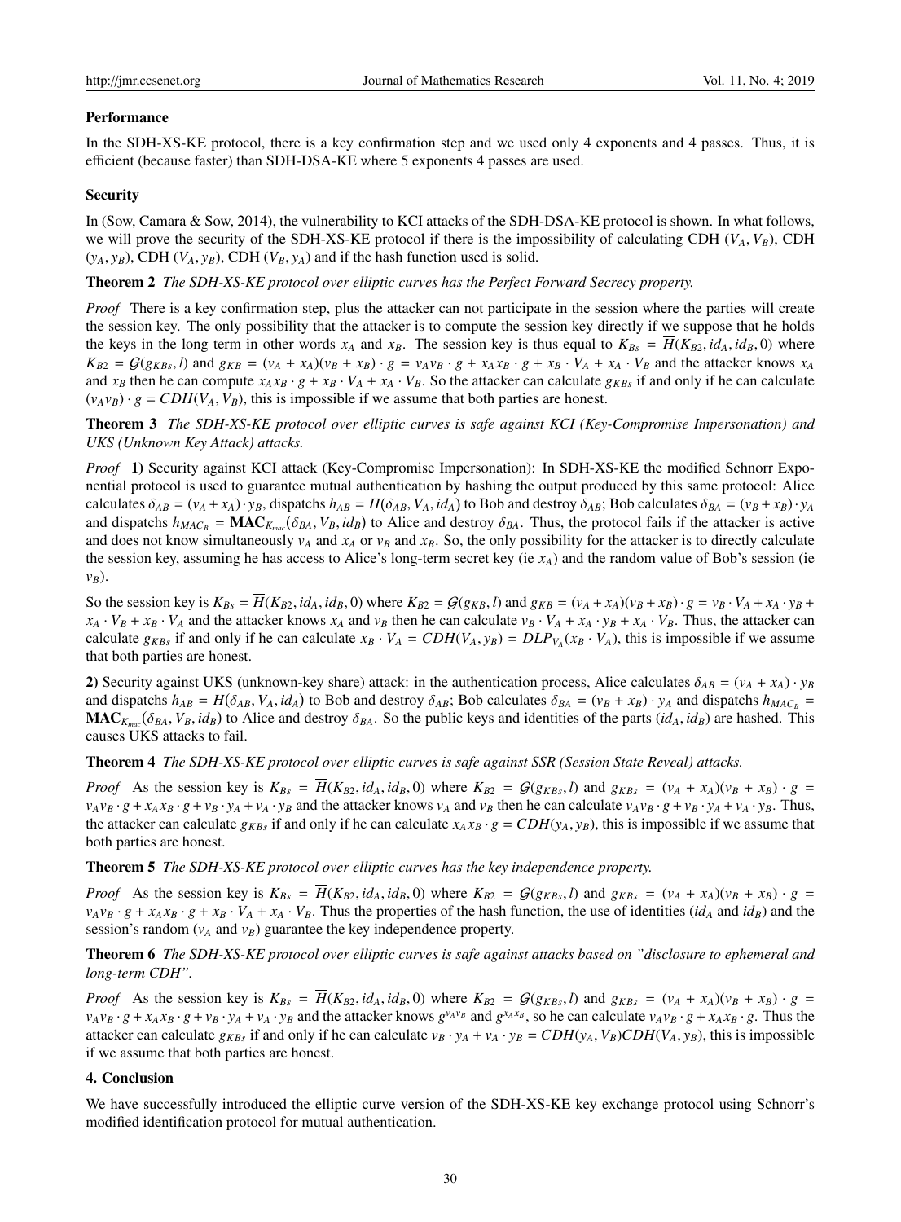**Performance**

In the SDH-XS-KE protocol, there is a key confirmation step and we used only 4 exponents and 4 passes. Thus, it is efficient (because faster) than SDH-DSA-KE where 5 exponents 4 passes are used.

**Security**

In (Sow, Camara & Sow, 2014), the vulnerability to KCI attacks of the SDH-DSA-KE protocol is shown. In what follows, we will prove the security of the SDH-XS-KE protocol if there is the impossibility of calculating CDH $(V_A, V_B)$, CDH $(y_A, y_B)$, CDH $(V_A, y_B)$, CDH $(V_B, y_A)$ and if the hash function used is solid.

**Theorem 2** *The SDH-XS-KE protocol over elliptic curves has the Perfect Forward Secrecy property.*

*Proof* There is a key confirmation step, plus the attacker can not participate in the session where the parties will create the session key. The only possibility that the attacker is to compute the session key directly if we suppose that he holds the keys in the long term in other words $x_A$ and $x_B$. The session key is thus equal to $K_{Bs} = \overline{H}(K_{B2}, id_A, id_B, 0)$ where $K_{B2} = \mathcal{G}(g_{KBs}, l)$ and $g_{KB} = (v_A + x_A)(v_B + x_B) \cdot g = v_A v_B \cdot g + x_A x_B \cdot g + x_B \cdot V_A + x_A \cdot V_B$ and the attacker knows $x_A$ and $x_B$ then he can compute $x_A x_B \cdot g + x_B \cdot V_A + x_A \cdot V_B$. So the attacker can calculate $g_{KBs}$ if and only if he can calculate $(v_A v_B) \cdot g = CDH(V_A, V_B)$, this is impossible if we assume that both parties are honest.

**Theorem 3** *The SDH-XS-KE protocol over elliptic curves is safe against KCI (Key-Compromise Impersonation) and UKS (Unknown Key Attack) attacks.*

*Proof* **1)** Security against KCI attack (Key-Compromise Impersonation): In SDH-XS-KE the modified Schnorr Exponential protocol is used to guarantee mutual authentication by hashing the output produced by this same protocol: Alice calculates $\delta_{AB} = (v_A + x_A) \cdot y_B$, dispatchs $h_{AB} = H(\delta_{AB}, V_A, id_A)$ to Bob and destroy $\delta_{AB}$; Bob calculates $\delta_{BA} = (v_B + x_B) \cdot y_A$ and dispatchs $h_{MAC_B} = \mathbf{MAC}_{K_{mac}}(\delta_{BA}, V_B, id_B)$ to Alice and destroy $\delta_{BA}$. Thus, the protocol fails if the attacker is active and does not know simultaneously $v_A$ and $x_A$ or $v_B$ and $x_B$. So, the only possibility for the attacker is to directly calculate the session key, assuming he has access to Alice's long-term secret key (ie $x_A$) and the random value of Bob's session (ie $v_B$).

So the session key is $K_{Bs} = \overline{H}(K_{B2}, id_A, id_B, 0)$ where $K_{B2} = \mathcal{G}(g_{KB}, l)$ and $g_{KB} = (v_A + x_A)(v_B + x_B) \cdot g = v_B \cdot V_A + x_A \cdot y_B + x_A \cdot V_B + x_B \cdot V_A$ and the attacker knows $x_A$ and $v_B$ then he can calculate $v_B \cdot V_A + x_A \cdot y_B + x_A \cdot V_B$. Thus, the attacker can calculate $g_{KBs}$ if and only if he can calculate $x_B \cdot V_A = CDH(V_A, y_B) = DLP_{V_A}(x_B \cdot V_A)$, this is impossible if we assume that both parties are honest.

**2)** Security against UKS (unknown-key share) attack: in the authentication process, Alice calculates $\delta_{AB} = (v_A + x_A) \cdot y_B$ and dispatchs $h_{AB} = H(\delta_{AB}, V_A, id_A)$ to Bob and destroy $\delta_{AB}$; Bob calculates $\delta_{BA} = (v_B + x_B) \cdot y_A$ and dispatchs $h_{MAC_B} = \mathbf{MAC}_{K_{mac}}(\delta_{BA}, V_B, id_B)$ to Alice and destroy $\delta_{BA}$. So the public keys and identities of the parts $(id_A, id_B)$ are hashed. This causes UKS attacks to fail.

**Theorem 4** *The SDH-XS-KE protocol over elliptic curves is safe against SSR (Session State Reveal) attacks.*

*Proof* As the session key is $K_{Bs} = \overline{H}(K_{B2}, id_A, id_B, 0)$ where $K_{B2} = \mathcal{G}(g_{KBs}, l)$ and $g_{KBs} = (v_A + x_A)(v_B + x_B) \cdot g = v_A v_B \cdot g + x_A x_B \cdot g + v_B \cdot y_A + v_A \cdot y_B$ and the attacker knows $v_A$ and $v_B$ then he can calculate $v_A v_B \cdot g + v_B \cdot y_A + v_A \cdot y_B$. Thus, the attacker can calculate $g_{KBs}$ if and only if he can calculate $x_A x_B \cdot g = CDH(y_A, y_B)$, this is impossible if we assume that both parties are honest.

**Theorem 5** *The SDH-XS-KE protocol over elliptic curves has the key independence property.*

*Proof* As the session key is $K_{Bs} = \overline{H}(K_{B2}, id_A, id_B, 0)$ where $K_{B2} = \mathcal{G}(g_{KBs}, l)$ and $g_{KBs} = (v_A + x_A)(v_B + x_B) \cdot g = v_A v_B \cdot g + x_A x_B \cdot g + x_B \cdot V_A + x_A \cdot V_B$. Thus the properties of the hash function, the use of identities ($id_A$ and $id_B$) and the session's random ($v_A$ and $v_B$) guarantee the key independence property.

**Theorem 6** *The SDH-XS-KE protocol over elliptic curves is safe against attacks based on "disclosure to ephemeral and long-term CDH".*

*Proof* As the session key is $K_{Bs} = \overline{H}(K_{B2}, id_A, id_B, 0)$ where $K_{B2} = \mathcal{G}(g_{KBs}, l)$ and $g_{KBs} = (v_A + x_A)(v_B + x_B) \cdot g = v_A v_B \cdot g + x_A x_B \cdot g + v_B \cdot y_A + v_A \cdot y_B$ and the attacker knows $g^{v_A v_B}$ and $g^{x_A x_B}$, so he can calculate $v_A v_B \cdot g + x_A x_B \cdot g$. Thus the attacker can calculate $g_{KBs}$ if and only if he can calculate $v_B \cdot y_A + v_A \cdot y_B = CDH(y_A, V_B)CDH(V_A, y_B)$, this is impossible if we assume that both parties are honest.

## 4. Conclusion

We have successfully introduced the elliptic curve version of the SDH-XS-KE key exchange protocol using Schnorr's modified identification protocol for mutual authentication.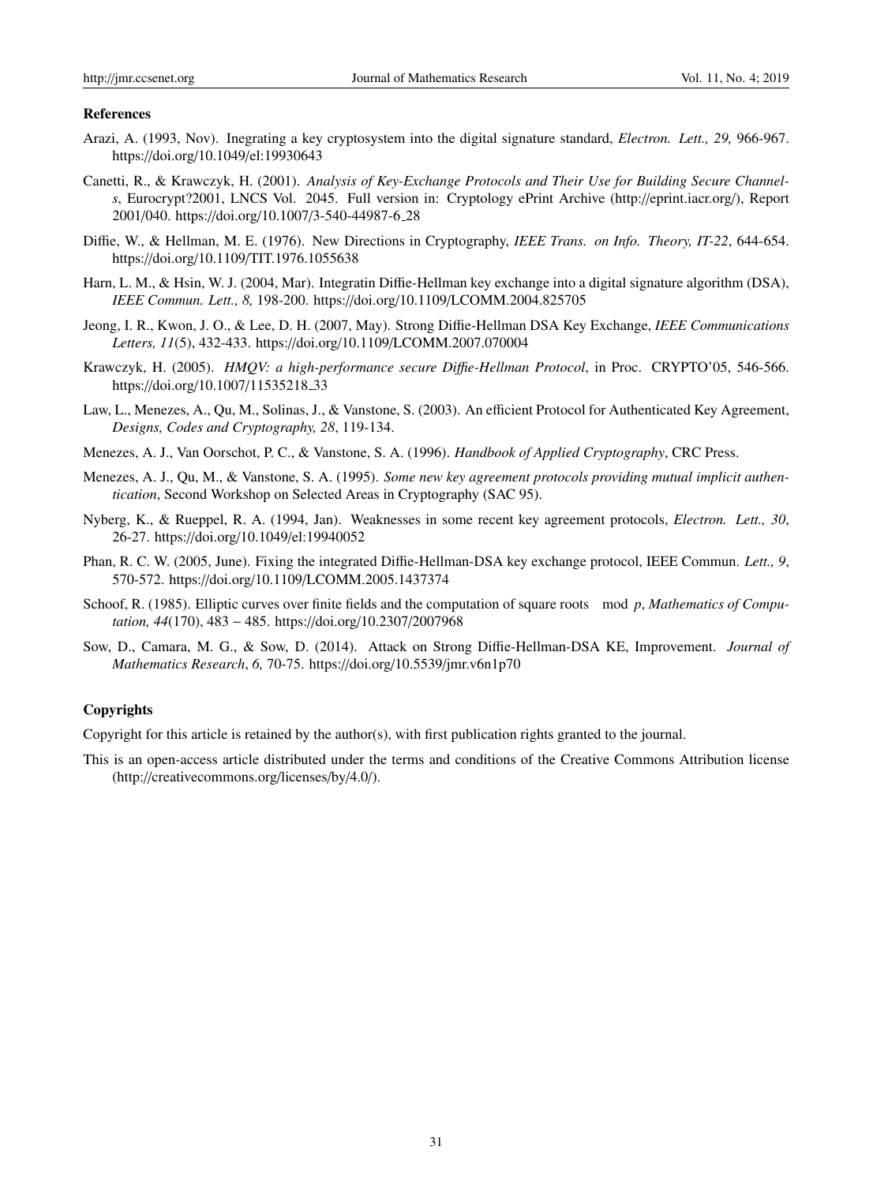### References

Arazi, A. (1993, Nov). Inegrating a key cryptosystem into the digital signature standard, *Electron. Lett., 29,* 966-967. https://doi.org/10.1049/el:19930643

Canetti, R., & Krawczyk, H. (2001). *Analysis of Key-Exchange Protocols and Their Use for Building Secure Channels*, Eurocrypt?2001, LNCS Vol. 2045. Full version in: Cryptology ePrint Archive (http://eprint.iacr.org/), Report 2001/040. https://doi.org/10.1007/3-540-44987-6_28

Diffie, W., & Hellman, M. E. (1976). New Directions in Cryptography, *IEEE Trans. on Info. Theory, IT-22*, 644-654. https://doi.org/10.1109/TIT.1976.1055638

Harn, L. M., & Hsin, W. J. (2004, Mar). Integratin Diffie-Hellman key exchange into a digital signature algorithm (DSA), *IEEE Commun. Lett., 8,* 198-200. https://doi.org/10.1109/LCOMM.2004.825705

Jeong, I. R., Kwon, J. O., & Lee, D. H. (2007, May). Strong Diffie-Hellman DSA Key Exchange, *IEEE Communications Letters, 11*(5), 432-433. https://doi.org/10.1109/LCOMM.2007.070004

Krawczyk, H. (2005). *HMQV: a high-performance secure Diffie-Hellman Protocol*, in Proc. CRYPTO'05, 546-566. https://doi.org/10.1007/11535218_33

Law, L., Menezes, A., Qu, M., Solinas, J., & Vanstone, S. (2003). An efficient Protocol for Authenticated Key Agreement, *Designs, Codes and Cryptography, 28*, 119-134.

Menezes, A. J., Van Oorschot, P. C., & Vanstone, S. A. (1996). *Handbook of Applied Cryptography*, CRC Press.

Menezes, A. J., Qu, M., & Vanstone, S. A. (1995). *Some new key agreement protocols providing mutual implicit authentication*, Second Workshop on Selected Areas in Cryptography (SAC 95).

Nyberg, K., & Rueppel, R. A. (1994, Jan). Weaknesses in some recent key agreement protocols, *Electron. Lett., 30*, 26-27. https://doi.org/10.1049/el:19940052

Phan, R. C. W. (2005, June). Fixing the integrated Diffie-Hellman-DSA key exchange protocol, IEEE Commun. *Lett., 9*, 570-572. https://doi.org/10.1109/LCOMM.2005.1437374

Schoof, R. (1985). Elliptic curves over finite fields and the computation of square roots $\mod p$, *Mathematics of Computation, 44*(170), 483 − 485. https://doi.org/10.2307/2007968

Sow, D., Camara, M. G., & Sow, D. (2014). Attack on Strong Diffie-Hellman-DSA KE, Improvement. *Journal of Mathematics Research*, *6,* 70-75. https://doi.org/10.5539/jmr.v6n1p70

### Copyrights

Copyright for this article is retained by the author(s), with first publication rights granted to the journal.

This is an open-access article distributed under the terms and conditions of the Creative Commons Attribution license (http://creativecommons.org/licenses/by/4.0/).